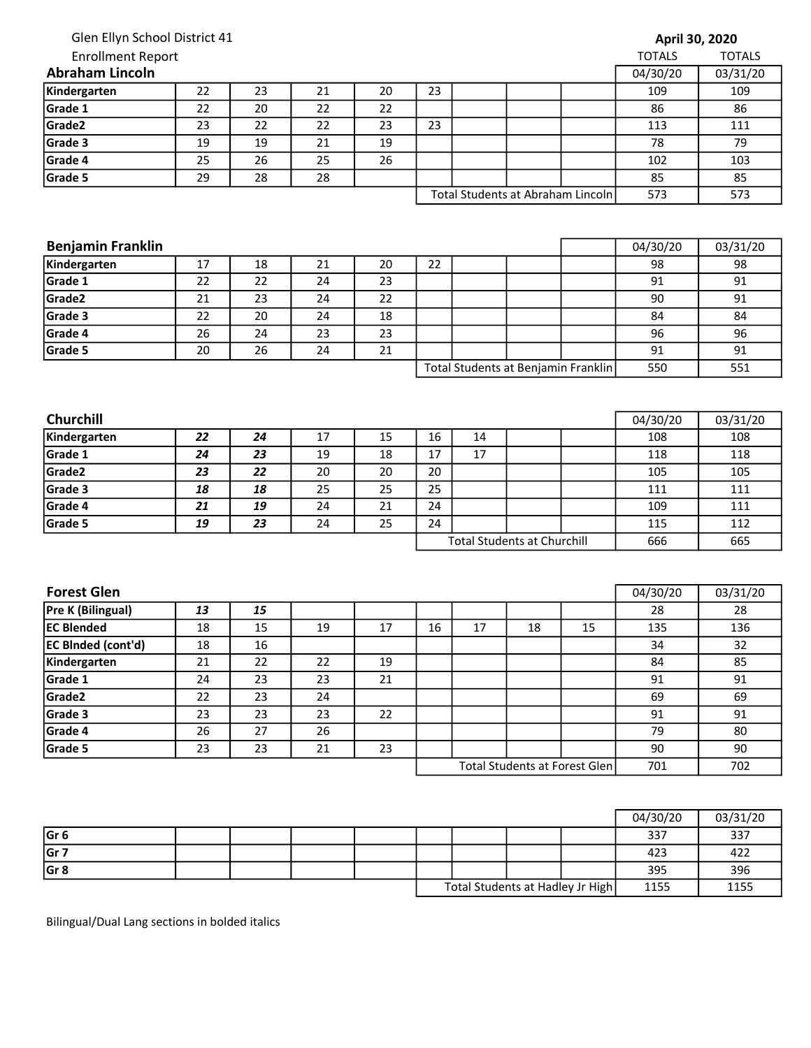Glen Ellyn School District 41

Enrollment Report

**April 30, 2020**

## Abraham Lincoln

| | | | | | | | | | TOTALS 04/30/20 | TOTALS 03/31/20 |
|---|---|---|---|---|---|---|---|---|---|---|
| **Kindergarten** | 22 | 23 | 21 | 20 | 23 | | | | 109 | 109 |
| **Grade 1** | 22 | 20 | 22 | 22 | | | | | 86 | 86 |
| **Grade2** | 23 | 22 | 22 | 23 | 23 | | | | 113 | 111 |
| **Grade 3** | 19 | 19 | 21 | 19 | | | | | 78 | 79 |
| **Grade 4** | 25 | 26 | 25 | 26 | | | | | 102 | 103 |
| **Grade 5** | 29 | 28 | 28 | | | | | | 85 | 85 |
| | | | | | Total Students at Abraham Lincoln | | | | 573 | 573 |

## Benjamin Franklin

| | | | | | | | | | 04/30/20 | 03/31/20 |
|---|---|---|---|---|---|---|---|---|---|---|
| **Kindergarten** | 17 | 18 | 21 | 20 | 22 | | | | 98 | 98 |
| **Grade 1** | 22 | 22 | 24 | 23 | | | | | 91 | 91 |
| **Grade2** | 21 | 23 | 24 | 22 | | | | | 90 | 91 |
| **Grade 3** | 22 | 20 | 24 | 18 | | | | | 84 | 84 |
| **Grade 4** | 26 | 24 | 23 | 23 | | | | | 96 | 96 |
| **Grade 5** | 20 | 26 | 24 | 21 | | | | | 91 | 91 |
| | | | | | Total Students at Benjamin Franklin | | | | 550 | 551 |

## Churchill

| | | | | | | | | | 04/30/20 | 03/31/20 |
|---|---|---|---|---|---|---|---|---|---|---|
| **Kindergarten** | ***22*** | ***24*** | 17 | 15 | 16 | 14 | | | 108 | 108 |
| **Grade 1** | ***24*** | ***23*** | 19 | 18 | 17 | 17 | | | 118 | 118 |
| **Grade2** | ***23*** | ***22*** | 20 | 20 | 20 | | | | 105 | 105 |
| **Grade 3** | ***18*** | ***18*** | 25 | 25 | 25 | | | | 111 | 111 |
| **Grade 4** | ***21*** | ***19*** | 24 | 21 | 24 | | | | 109 | 111 |
| **Grade 5** | ***19*** | ***23*** | 24 | 25 | 24 | | | | 115 | 112 |
| | | | | | Total Students at Churchill | | | | 666 | 665 |

## Forest Glen

| | | | | | | | | | 04/30/20 | 03/31/20 |
|---|---|---|---|---|---|---|---|---|---|---|
| **Pre K (Bilingual)** | ***13*** | ***15*** | | | | | | | 28 | 28 |
| **EC Blended** | 18 | 15 | 19 | 17 | 16 | 17 | 18 | 15 | 135 | 136 |
| **EC Blnded (cont'd)** | 18 | 16 | | | | | | | 34 | 32 |
| **Kindergarten** | 21 | 22 | 22 | 19 | | | | | 84 | 85 |
| **Grade 1** | 24 | 23 | 23 | 21 | | | | | 91 | 91 |
| **Grade2** | 22 | 23 | 24 | | | | | | 69 | 69 |
| **Grade 3** | 23 | 23 | 23 | 22 | | | | | 91 | 91 |
| **Grade 4** | 26 | 27 | 26 | | | | | | 79 | 80 |
| **Grade 5** | 23 | 23 | 21 | 23 | | | | | 90 | 90 |
| | | | | | Total Students at Forest Glen | | | | 701 | 702 |

| | | | | | | | | | 04/30/20 | 03/31/20 |
|---|---|---|---|---|---|---|---|---|---|---|
| **Gr 6** | | | | | | | | | 337 | 337 |
| **Gr 7** | | | | | | | | | 423 | 422 |
| **Gr 8** | | | | | | | | | 395 | 396 |
| | | | | | Total Students at Hadley Jr High | | | | 1155 | 1155 |

Bilingual/Dual Lang sections in bolded italics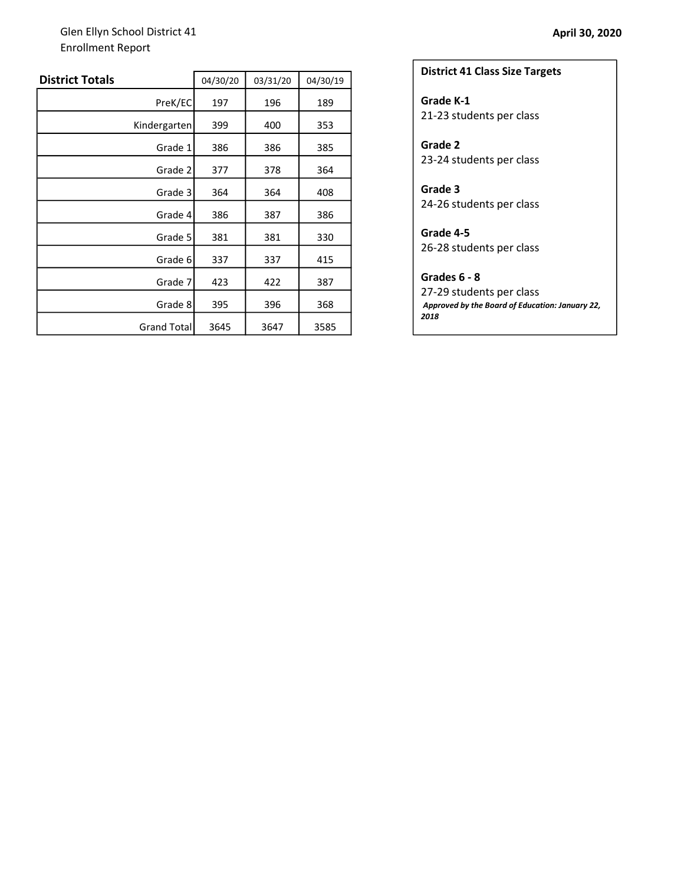Glen Ellyn School District 41
Enrollment Report

**April 30, 2020**

| District Totals | 04/30/20 | 03/31/20 | 04/30/19 |
|---|---|---|---|
| PreK/EC | 197 | 196 | 189 |
| Kindergarten | 399 | 400 | 353 |
| Grade 1 | 386 | 386 | 385 |
| Grade 2 | 377 | 378 | 364 |
| Grade 3 | 364 | 364 | 408 |
| Grade 4 | 386 | 387 | 386 |
| Grade 5 | 381 | 381 | 330 |
| Grade 6 | 337 | 337 | 415 |
| Grade 7 | 423 | 422 | 387 |
| Grade 8 | 395 | 396 | 368 |
| Grand Total | 3645 | 3647 | 3585 |

**District 41 Class Size Targets**

**Grade K-1**
21-23 students per class

**Grade 2**
23-24 students per class

**Grade 3**
24-26 students per class

**Grade 4-5**
26-28 students per class

**Grades 6 - 8**
27-29 students per class

***Approved by the Board of Education: January 22, 2018***